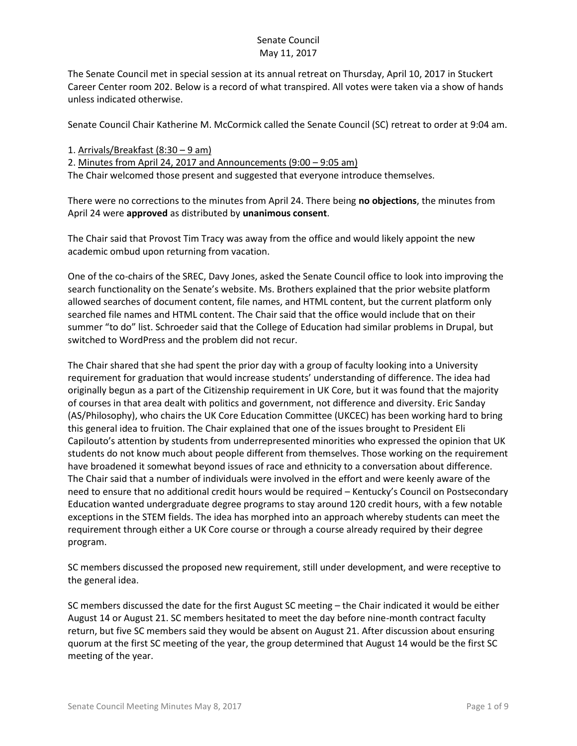Senate Council
May 11, 2017

The Senate Council met in special session at its annual retreat on Thursday, April 10, 2017 in Stuckert Career Center room 202. Below is a record of what transpired. All votes were taken via a show of hands unless indicated otherwise.

Senate Council Chair Katherine M. McCormick called the Senate Council (SC) retreat to order at 9:04 am.

1. Arrivals/Breakfast (8:30 – 9 am)
2. Minutes from April 24, 2017 and Announcements (9:00 – 9:05 am)

The Chair welcomed those present and suggested that everyone introduce themselves.

There were no corrections to the minutes from April 24. There being **no objections**, the minutes from April 24 were **approved** as distributed by **unanimous consent**.

The Chair said that Provost Tim Tracy was away from the office and would likely appoint the new academic ombud upon returning from vacation.

One of the co-chairs of the SREC, Davy Jones, asked the Senate Council office to look into improving the search functionality on the Senate's website. Ms. Brothers explained that the prior website platform allowed searches of document content, file names, and HTML content, but the current platform only searched file names and HTML content. The Chair said that the office would include that on their summer "to do" list. Schroeder said that the College of Education had similar problems in Drupal, but switched to WordPress and the problem did not recur.

The Chair shared that she had spent the prior day with a group of faculty looking into a University requirement for graduation that would increase students' understanding of difference. The idea had originally begun as a part of the Citizenship requirement in UK Core, but it was found that the majority of courses in that area dealt with politics and government, not difference and diversity. Eric Sanday (AS/Philosophy), who chairs the UK Core Education Committee (UKCEC) has been working hard to bring this general idea to fruition. The Chair explained that one of the issues brought to President Eli Capilouto's attention by students from underrepresented minorities who expressed the opinion that UK students do not know much about people different from themselves. Those working on the requirement have broadened it somewhat beyond issues of race and ethnicity to a conversation about difference. The Chair said that a number of individuals were involved in the effort and were keenly aware of the need to ensure that no additional credit hours would be required – Kentucky's Council on Postsecondary Education wanted undergraduate degree programs to stay around 120 credit hours, with a few notable exceptions in the STEM fields. The idea has morphed into an approach whereby students can meet the requirement through either a UK Core course or through a course already required by their degree program.

SC members discussed the proposed new requirement, still under development, and were receptive to the general idea.

SC members discussed the date for the first August SC meeting – the Chair indicated it would be either August 14 or August 21. SC members hesitated to meet the day before nine-month contract faculty return, but five SC members said they would be absent on August 21. After discussion about ensuring quorum at the first SC meeting of the year, the group determined that August 14 would be the first SC meeting of the year.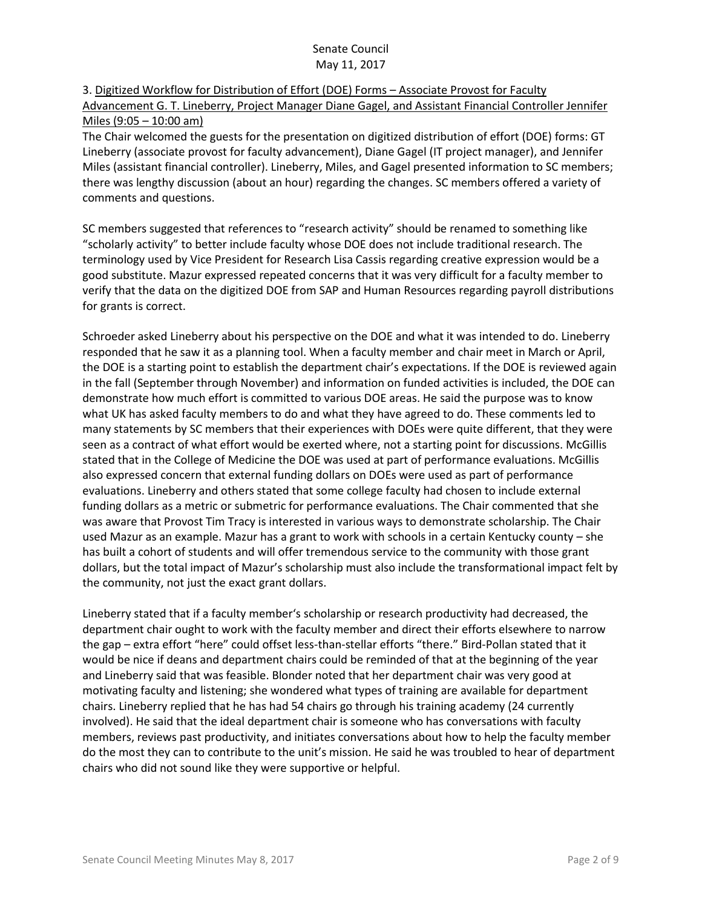3. Digitized Workflow for Distribution of Effort (DOE) Forms – Associate Provost for Faculty Advancement G. T. Lineberry, Project Manager Diane Gagel, and Assistant Financial Controller Jennifer Miles (9:05 – 10:00 am)

The Chair welcomed the guests for the presentation on digitized distribution of effort (DOE) forms: GT Lineberry (associate provost for faculty advancement), Diane Gagel (IT project manager), and Jennifer Miles (assistant financial controller). Lineberry, Miles, and Gagel presented information to SC members; there was lengthy discussion (about an hour) regarding the changes. SC members offered a variety of comments and questions.

SC members suggested that references to "research activity" should be renamed to something like "scholarly activity" to better include faculty whose DOE does not include traditional research. The terminology used by Vice President for Research Lisa Cassis regarding creative expression would be a good substitute. Mazur expressed repeated concerns that it was very difficult for a faculty member to verify that the data on the digitized DOE from SAP and Human Resources regarding payroll distributions for grants is correct.

Schroeder asked Lineberry about his perspective on the DOE and what it was intended to do. Lineberry responded that he saw it as a planning tool. When a faculty member and chair meet in March or April, the DOE is a starting point to establish the department chair's expectations. If the DOE is reviewed again in the fall (September through November) and information on funded activities is included, the DOE can demonstrate how much effort is committed to various DOE areas. He said the purpose was to know what UK has asked faculty members to do and what they have agreed to do. These comments led to many statements by SC members that their experiences with DOEs were quite different, that they were seen as a contract of what effort would be exerted where, not a starting point for discussions. McGillis stated that in the College of Medicine the DOE was used at part of performance evaluations. McGillis also expressed concern that external funding dollars on DOEs were used as part of performance evaluations. Lineberry and others stated that some college faculty had chosen to include external funding dollars as a metric or submetric for performance evaluations. The Chair commented that she was aware that Provost Tim Tracy is interested in various ways to demonstrate scholarship. The Chair used Mazur as an example. Mazur has a grant to work with schools in a certain Kentucky county – she has built a cohort of students and will offer tremendous service to the community with those grant dollars, but the total impact of Mazur's scholarship must also include the transformational impact felt by the community, not just the exact grant dollars.

Lineberry stated that if a faculty member's scholarship or research productivity had decreased, the department chair ought to work with the faculty member and direct their efforts elsewhere to narrow the gap – extra effort "here" could offset less-than-stellar efforts "there." Bird-Pollan stated that it would be nice if deans and department chairs could be reminded of that at the beginning of the year and Lineberry said that was feasible. Blonder noted that her department chair was very good at motivating faculty and listening; she wondered what types of training are available for department chairs. Lineberry replied that he has had 54 chairs go through his training academy (24 currently involved). He said that the ideal department chair is someone who has conversations with faculty members, reviews past productivity, and initiates conversations about how to help the faculty member do the most they can to contribute to the unit's mission. He said he was troubled to hear of department chairs who did not sound like they were supportive or helpful.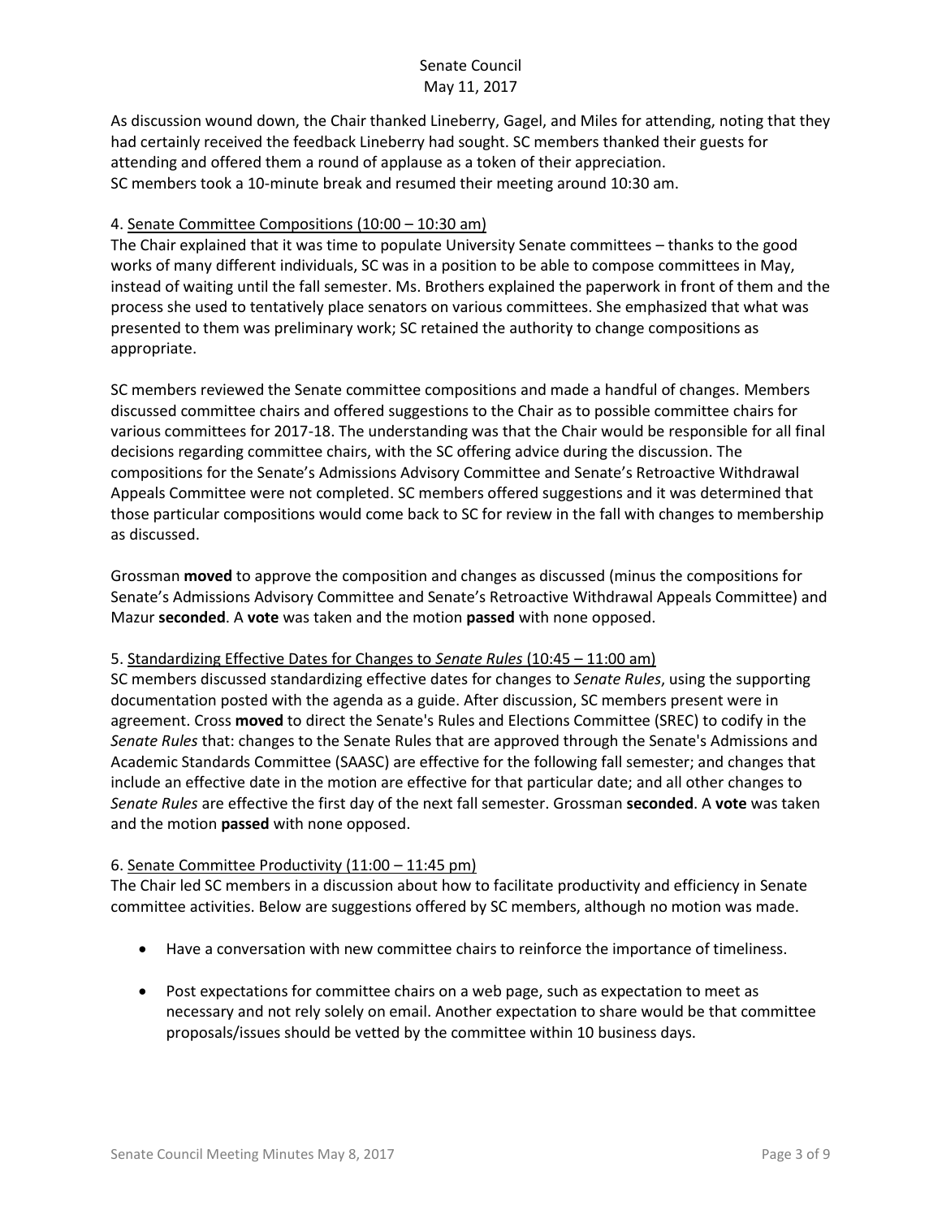As discussion wound down, the Chair thanked Lineberry, Gagel, and Miles for attending, noting that they had certainly received the feedback Lineberry had sought. SC members thanked their guests for attending and offered them a round of applause as a token of their appreciation.
SC members took a 10-minute break and resumed their meeting around 10:30 am.

4. Senate Committee Compositions (10:00 – 10:30 am)
The Chair explained that it was time to populate University Senate committees – thanks to the good works of many different individuals, SC was in a position to be able to compose committees in May, instead of waiting until the fall semester. Ms. Brothers explained the paperwork in front of them and the process she used to tentatively place senators on various committees. She emphasized that what was presented to them was preliminary work; SC retained the authority to change compositions as appropriate.

SC members reviewed the Senate committee compositions and made a handful of changes. Members discussed committee chairs and offered suggestions to the Chair as to possible committee chairs for various committees for 2017-18. The understanding was that the Chair would be responsible for all final decisions regarding committee chairs, with the SC offering advice during the discussion. The compositions for the Senate's Admissions Advisory Committee and Senate's Retroactive Withdrawal Appeals Committee were not completed. SC members offered suggestions and it was determined that those particular compositions would come back to SC for review in the fall with changes to membership as discussed.

Grossman **moved** to approve the composition and changes as discussed (minus the compositions for Senate's Admissions Advisory Committee and Senate's Retroactive Withdrawal Appeals Committee) and Mazur **seconded**. A **vote** was taken and the motion **passed** with none opposed.

5. Standardizing Effective Dates for Changes to *Senate Rules* (10:45 – 11:00 am)
SC members discussed standardizing effective dates for changes to *Senate Rules*, using the supporting documentation posted with the agenda as a guide. After discussion, SC members present were in agreement. Cross **moved** to direct the Senate's Rules and Elections Committee (SREC) to codify in the *Senate Rules* that: changes to the Senate Rules that are approved through the Senate's Admissions and Academic Standards Committee (SAASC) are effective for the following fall semester; and changes that include an effective date in the motion are effective for that particular date; and all other changes to *Senate Rules* are effective the first day of the next fall semester. Grossman **seconded**. A **vote** was taken and the motion **passed** with none opposed.

6. Senate Committee Productivity (11:00 – 11:45 pm)
The Chair led SC members in a discussion about how to facilitate productivity and efficiency in Senate committee activities. Below are suggestions offered by SC members, although no motion was made.

- Have a conversation with new committee chairs to reinforce the importance of timeliness.
- Post expectations for committee chairs on a web page, such as expectation to meet as necessary and not rely solely on email. Another expectation to share would be that committee proposals/issues should be vetted by the committee within 10 business days.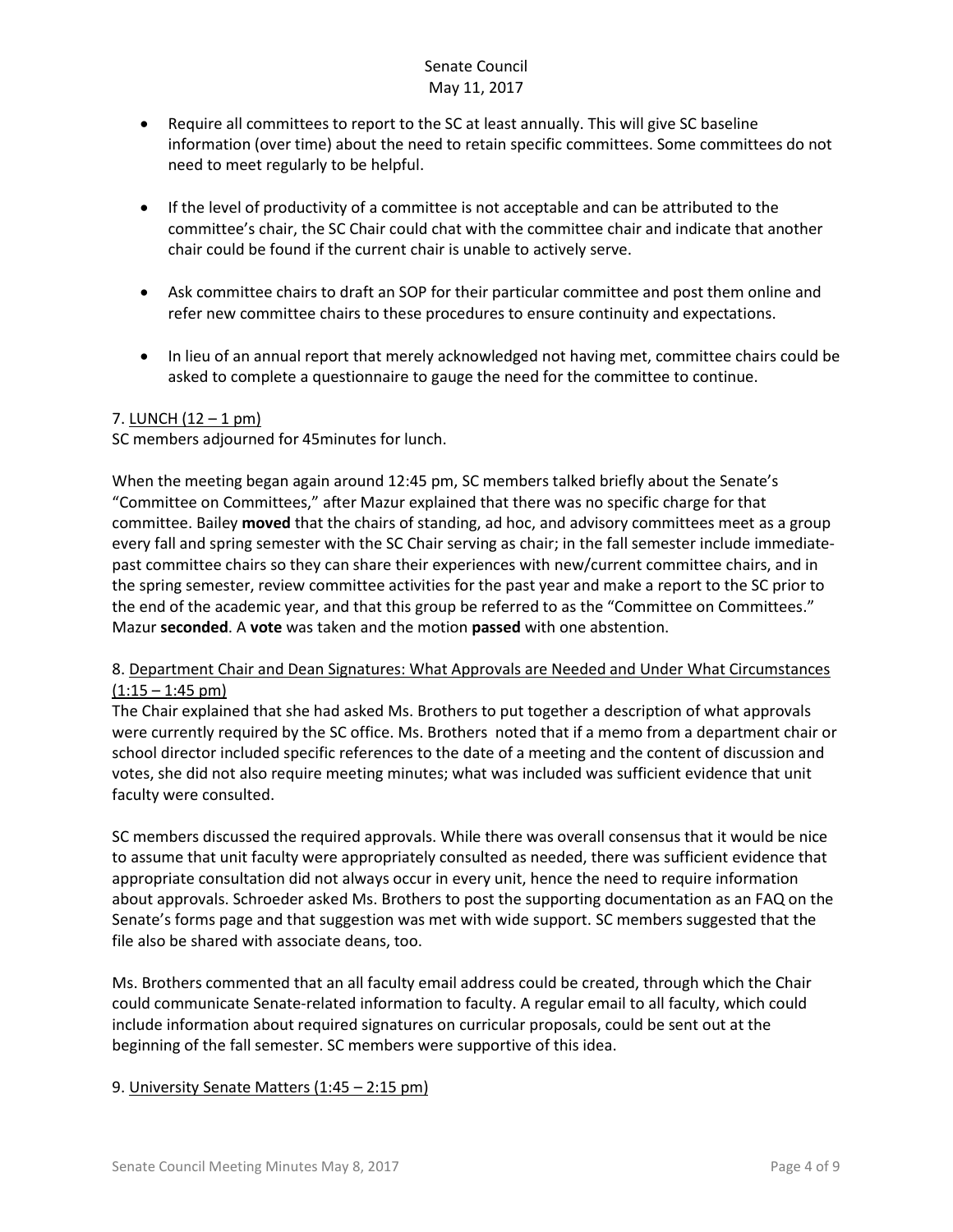- Require all committees to report to the SC at least annually. This will give SC baseline information (over time) about the need to retain specific committees. Some committees do not need to meet regularly to be helpful.

- If the level of productivity of a committee is not acceptable and can be attributed to the committee's chair, the SC Chair could chat with the committee chair and indicate that another chair could be found if the current chair is unable to actively serve.

- Ask committee chairs to draft an SOP for their particular committee and post them online and refer new committee chairs to these procedures to ensure continuity and expectations.

- In lieu of an annual report that merely acknowledged not having met, committee chairs could be asked to complete a questionnaire to gauge the need for the committee to continue.

7. <u>LUNCH (12 – 1 pm)</u>

SC members adjourned for 45minutes for lunch.

When the meeting began again around 12:45 pm, SC members talked briefly about the Senate's "Committee on Committees," after Mazur explained that there was no specific charge for that committee. Bailey **moved** that the chairs of standing, ad hoc, and advisory committees meet as a group every fall and spring semester with the SC Chair serving as chair; in the fall semester include immediate-past committee chairs so they can share their experiences with new/current committee chairs, and in the spring semester, review committee activities for the past year and make a report to the SC prior to the end of the academic year, and that this group be referred to as the "Committee on Committees." Mazur **seconded**. A **vote** was taken and the motion **passed** with one abstention.

8. <u>Department Chair and Dean Signatures: What Approvals are Needed and Under What Circumstances (1:15 – 1:45 pm)</u>

The Chair explained that she had asked Ms. Brothers to put together a description of what approvals were currently required by the SC office. Ms. Brothers noted that if a memo from a department chair or school director included specific references to the date of a meeting and the content of discussion and votes, she did not also require meeting minutes; what was included was sufficient evidence that unit faculty were consulted.

SC members discussed the required approvals. While there was overall consensus that it would be nice to assume that unit faculty were appropriately consulted as needed, there was sufficient evidence that appropriate consultation did not always occur in every unit, hence the need to require information about approvals. Schroeder asked Ms. Brothers to post the supporting documentation as an FAQ on the Senate's forms page and that suggestion was met with wide support. SC members suggested that the file also be shared with associate deans, too.

Ms. Brothers commented that an all faculty email address could be created, through which the Chair could communicate Senate-related information to faculty. A regular email to all faculty, which could include information about required signatures on curricular proposals, could be sent out at the beginning of the fall semester. SC members were supportive of this idea.

9. <u>University Senate Matters (1:45 – 2:15 pm)</u>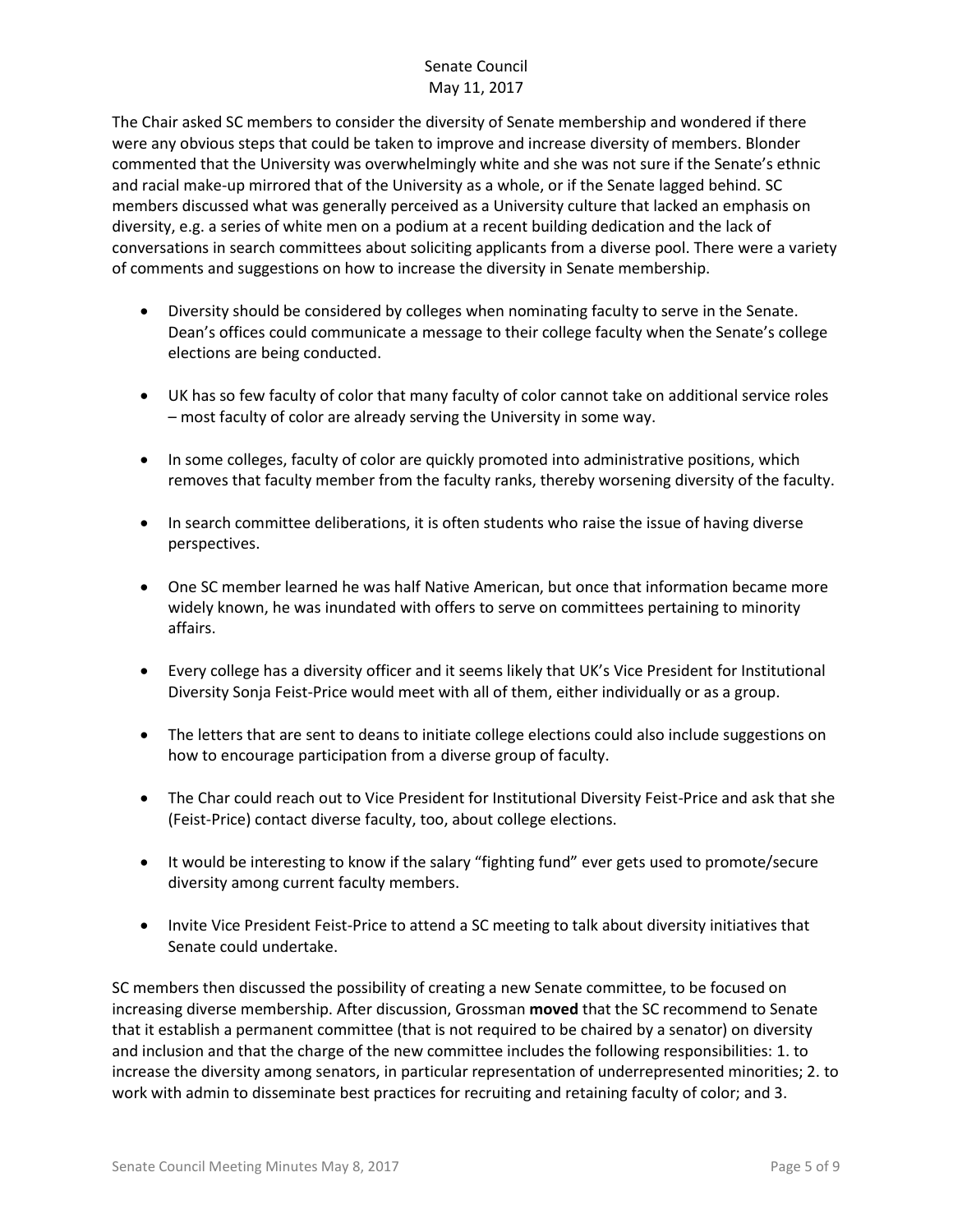The Chair asked SC members to consider the diversity of Senate membership and wondered if there were any obvious steps that could be taken to improve and increase diversity of members. Blonder commented that the University was overwhelmingly white and she was not sure if the Senate's ethnic and racial make-up mirrored that of the University as a whole, or if the Senate lagged behind. SC members discussed what was generally perceived as a University culture that lacked an emphasis on diversity, e.g. a series of white men on a podium at a recent building dedication and the lack of conversations in search committees about soliciting applicants from a diverse pool. There were a variety of comments and suggestions on how to increase the diversity in Senate membership.

- Diversity should be considered by colleges when nominating faculty to serve in the Senate. Dean's offices could communicate a message to their college faculty when the Senate's college elections are being conducted.
- UK has so few faculty of color that many faculty of color cannot take on additional service roles – most faculty of color are already serving the University in some way.
- In some colleges, faculty of color are quickly promoted into administrative positions, which removes that faculty member from the faculty ranks, thereby worsening diversity of the faculty.
- In search committee deliberations, it is often students who raise the issue of having diverse perspectives.
- One SC member learned he was half Native American, but once that information became more widely known, he was inundated with offers to serve on committees pertaining to minority affairs.
- Every college has a diversity officer and it seems likely that UK's Vice President for Institutional Diversity Sonja Feist-Price would meet with all of them, either individually or as a group.
- The letters that are sent to deans to initiate college elections could also include suggestions on how to encourage participation from a diverse group of faculty.
- The Char could reach out to Vice President for Institutional Diversity Feist-Price and ask that she (Feist-Price) contact diverse faculty, too, about college elections.
- It would be interesting to know if the salary "fighting fund" ever gets used to promote/secure diversity among current faculty members.
- Invite Vice President Feist-Price to attend a SC meeting to talk about diversity initiatives that Senate could undertake.

SC members then discussed the possibility of creating a new Senate committee, to be focused on increasing diverse membership. After discussion, Grossman **moved** that the SC recommend to Senate that it establish a permanent committee (that is not required to be chaired by a senator) on diversity and inclusion and that the charge of the new committee includes the following responsibilities: 1. to increase the diversity among senators, in particular representation of underrepresented minorities; 2. to work with admin to disseminate best practices for recruiting and retaining faculty of color; and 3.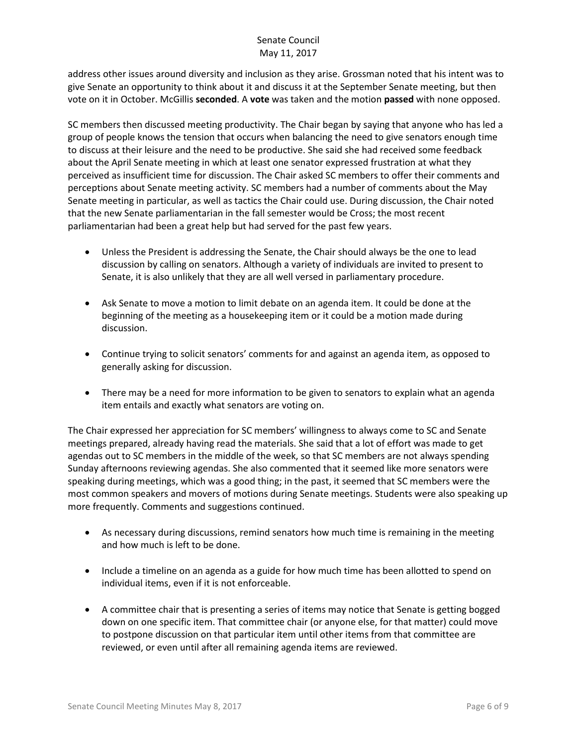address other issues around diversity and inclusion as they arise. Grossman noted that his intent was to give Senate an opportunity to think about it and discuss it at the September Senate meeting, but then vote on it in October. McGillis **seconded**. A **vote** was taken and the motion **passed** with none opposed.

SC members then discussed meeting productivity. The Chair began by saying that anyone who has led a group of people knows the tension that occurs when balancing the need to give senators enough time to discuss at their leisure and the need to be productive. She said she had received some feedback about the April Senate meeting in which at least one senator expressed frustration at what they perceived as insufficient time for discussion. The Chair asked SC members to offer their comments and perceptions about Senate meeting activity. SC members had a number of comments about the May Senate meeting in particular, as well as tactics the Chair could use. During discussion, the Chair noted that the new Senate parliamentarian in the fall semester would be Cross; the most recent parliamentarian had been a great help but had served for the past few years.

- Unless the President is addressing the Senate, the Chair should always be the one to lead discussion by calling on senators. Although a variety of individuals are invited to present to Senate, it is also unlikely that they are all well versed in parliamentary procedure.

- Ask Senate to move a motion to limit debate on an agenda item. It could be done at the beginning of the meeting as a housekeeping item or it could be a motion made during discussion.

- Continue trying to solicit senators' comments for and against an agenda item, as opposed to generally asking for discussion.

- There may be a need for more information to be given to senators to explain what an agenda item entails and exactly what senators are voting on.

The Chair expressed her appreciation for SC members' willingness to always come to SC and Senate meetings prepared, already having read the materials. She said that a lot of effort was made to get agendas out to SC members in the middle of the week, so that SC members are not always spending Sunday afternoons reviewing agendas. She also commented that it seemed like more senators were speaking during meetings, which was a good thing; in the past, it seemed that SC members were the most common speakers and movers of motions during Senate meetings. Students were also speaking up more frequently. Comments and suggestions continued.

- As necessary during discussions, remind senators how much time is remaining in the meeting and how much is left to be done.

- Include a timeline on an agenda as a guide for how much time has been allotted to spend on individual items, even if it is not enforceable.

- A committee chair that is presenting a series of items may notice that Senate is getting bogged down on one specific item. That committee chair (or anyone else, for that matter) could move to postpone discussion on that particular item until other items from that committee are reviewed, or even until after all remaining agenda items are reviewed.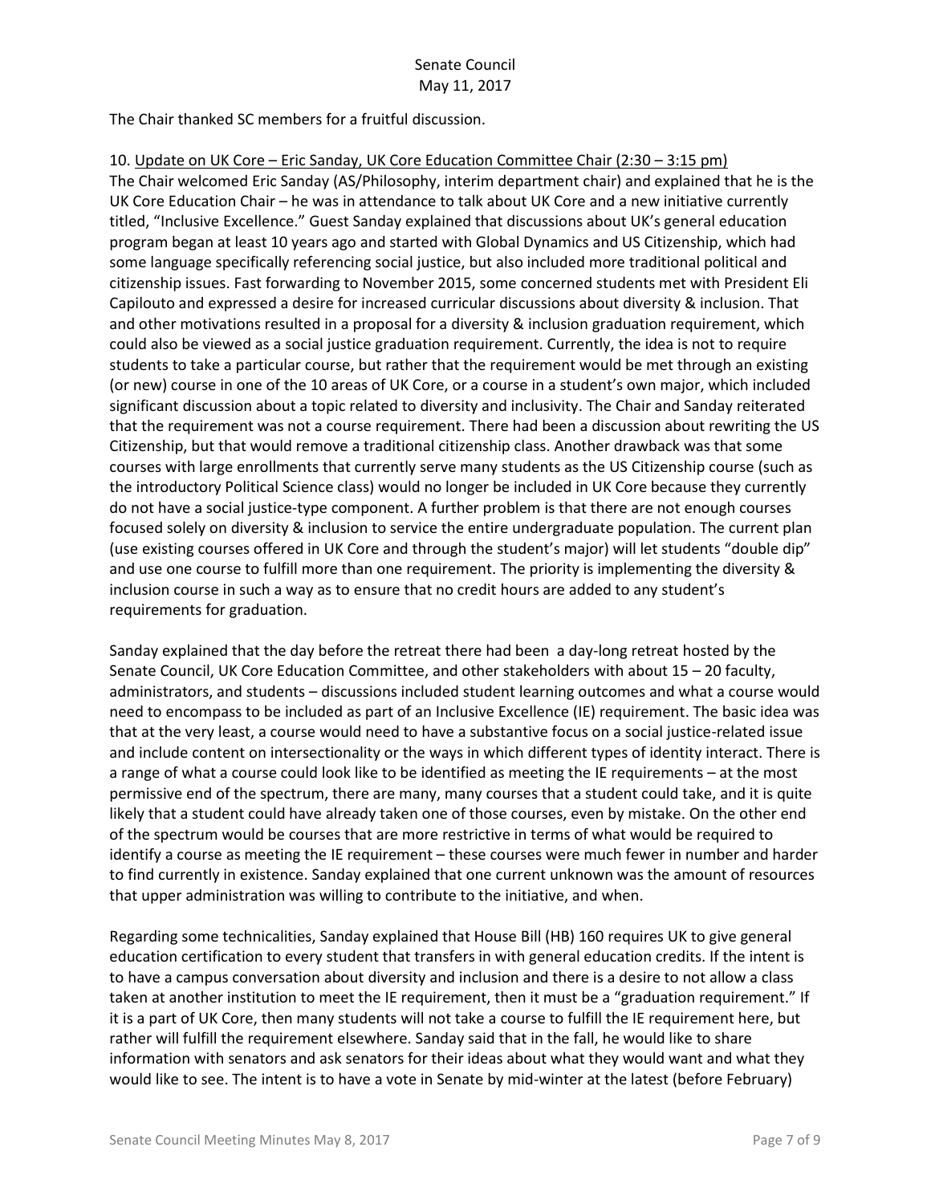The Chair thanked SC members for a fruitful discussion.

10. Update on UK Core – Eric Sanday, UK Core Education Committee Chair (2:30 – 3:15 pm)

The Chair welcomed Eric Sanday (AS/Philosophy, interim department chair) and explained that he is the UK Core Education Chair – he was in attendance to talk about UK Core and a new initiative currently titled, "Inclusive Excellence." Guest Sanday explained that discussions about UK's general education program began at least 10 years ago and started with Global Dynamics and US Citizenship, which had some language specifically referencing social justice, but also included more traditional political and citizenship issues. Fast forwarding to November 2015, some concerned students met with President Eli Capilouto and expressed a desire for increased curricular discussions about diversity & inclusion. That and other motivations resulted in a proposal for a diversity & inclusion graduation requirement, which could also be viewed as a social justice graduation requirement. Currently, the idea is not to require students to take a particular course, but rather that the requirement would be met through an existing (or new) course in one of the 10 areas of UK Core, or a course in a student's own major, which included significant discussion about a topic related to diversity and inclusivity. The Chair and Sanday reiterated that the requirement was not a course requirement. There had been a discussion about rewriting the US Citizenship, but that would remove a traditional citizenship class. Another drawback was that some courses with large enrollments that currently serve many students as the US Citizenship course (such as the introductory Political Science class) would no longer be included in UK Core because they currently do not have a social justice-type component. A further problem is that there are not enough courses focused solely on diversity & inclusion to service the entire undergraduate population. The current plan (use existing courses offered in UK Core and through the student's major) will let students "double dip" and use one course to fulfill more than one requirement. The priority is implementing the diversity & inclusion course in such a way as to ensure that no credit hours are added to any student's requirements for graduation.

Sanday explained that the day before the retreat there had been a day-long retreat hosted by the Senate Council, UK Core Education Committee, and other stakeholders with about 15 – 20 faculty, administrators, and students – discussions included student learning outcomes and what a course would need to encompass to be included as part of an Inclusive Excellence (IE) requirement. The basic idea was that at the very least, a course would need to have a substantive focus on a social justice-related issue and include content on intersectionality or the ways in which different types of identity interact. There is a range of what a course could look like to be identified as meeting the IE requirements – at the most permissive end of the spectrum, there are many, many courses that a student could take, and it is quite likely that a student could have already taken one of those courses, even by mistake. On the other end of the spectrum would be courses that are more restrictive in terms of what would be required to identify a course as meeting the IE requirement – these courses were much fewer in number and harder to find currently in existence. Sanday explained that one current unknown was the amount of resources that upper administration was willing to contribute to the initiative, and when.

Regarding some technicalities, Sanday explained that House Bill (HB) 160 requires UK to give general education certification to every student that transfers in with general education credits. If the intent is to have a campus conversation about diversity and inclusion and there is a desire to not allow a class taken at another institution to meet the IE requirement, then it must be a "graduation requirement." If it is a part of UK Core, then many students will not take a course to fulfill the IE requirement here, but rather will fulfill the requirement elsewhere. Sanday said that in the fall, he would like to share information with senators and ask senators for their ideas about what they would want and what they would like to see. The intent is to have a vote in Senate by mid-winter at the latest (before February)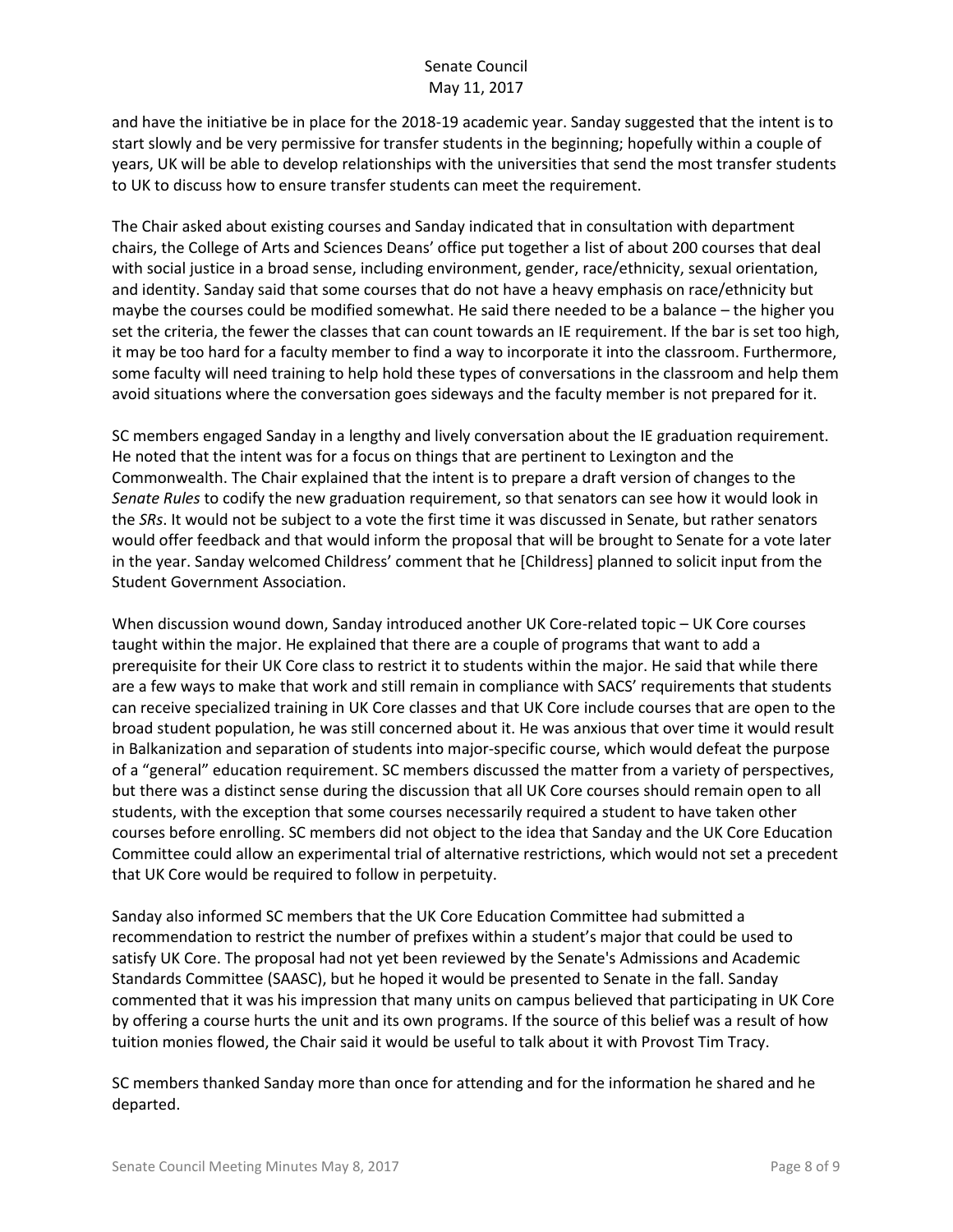and have the initiative be in place for the 2018-19 academic year. Sanday suggested that the intent is to start slowly and be very permissive for transfer students in the beginning; hopefully within a couple of years, UK will be able to develop relationships with the universities that send the most transfer students to UK to discuss how to ensure transfer students can meet the requirement.

The Chair asked about existing courses and Sanday indicated that in consultation with department chairs, the College of Arts and Sciences Deans' office put together a list of about 200 courses that deal with social justice in a broad sense, including environment, gender, race/ethnicity, sexual orientation, and identity. Sanday said that some courses that do not have a heavy emphasis on race/ethnicity but maybe the courses could be modified somewhat. He said there needed to be a balance – the higher you set the criteria, the fewer the classes that can count towards an IE requirement. If the bar is set too high, it may be too hard for a faculty member to find a way to incorporate it into the classroom. Furthermore, some faculty will need training to help hold these types of conversations in the classroom and help them avoid situations where the conversation goes sideways and the faculty member is not prepared for it.

SC members engaged Sanday in a lengthy and lively conversation about the IE graduation requirement. He noted that the intent was for a focus on things that are pertinent to Lexington and the Commonwealth. The Chair explained that the intent is to prepare a draft version of changes to the *Senate Rules* to codify the new graduation requirement, so that senators can see how it would look in the *SRs*. It would not be subject to a vote the first time it was discussed in Senate, but rather senators would offer feedback and that would inform the proposal that will be brought to Senate for a vote later in the year. Sanday welcomed Childress' comment that he [Childress] planned to solicit input from the Student Government Association.

When discussion wound down, Sanday introduced another UK Core-related topic – UK Core courses taught within the major. He explained that there are a couple of programs that want to add a prerequisite for their UK Core class to restrict it to students within the major. He said that while there are a few ways to make that work and still remain in compliance with SACS' requirements that students can receive specialized training in UK Core classes and that UK Core include courses that are open to the broad student population, he was still concerned about it. He was anxious that over time it would result in Balkanization and separation of students into major-specific course, which would defeat the purpose of a "general" education requirement. SC members discussed the matter from a variety of perspectives, but there was a distinct sense during the discussion that all UK Core courses should remain open to all students, with the exception that some courses necessarily required a student to have taken other courses before enrolling. SC members did not object to the idea that Sanday and the UK Core Education Committee could allow an experimental trial of alternative restrictions, which would not set a precedent that UK Core would be required to follow in perpetuity.

Sanday also informed SC members that the UK Core Education Committee had submitted a recommendation to restrict the number of prefixes within a student's major that could be used to satisfy UK Core. The proposal had not yet been reviewed by the Senate's Admissions and Academic Standards Committee (SAASC), but he hoped it would be presented to Senate in the fall. Sanday commented that it was his impression that many units on campus believed that participating in UK Core by offering a course hurts the unit and its own programs. If the source of this belief was a result of how tuition monies flowed, the Chair said it would be useful to talk about it with Provost Tim Tracy.

SC members thanked Sanday more than once for attending and for the information he shared and he departed.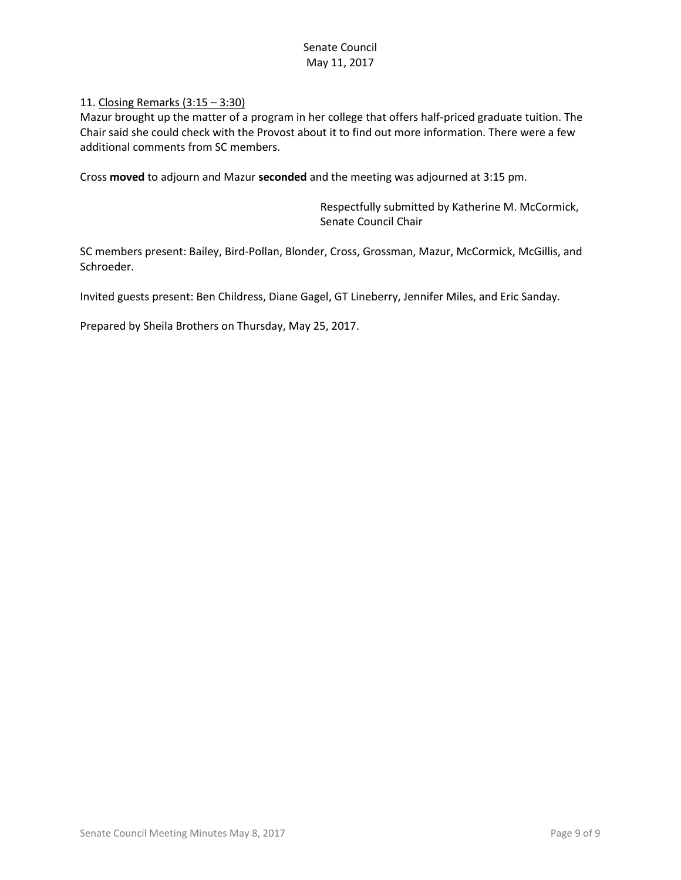11. Closing Remarks (3:15 – 3:30)

Mazur brought up the matter of a program in her college that offers half-priced graduate tuition. The Chair said she could check with the Provost about it to find out more information. There were a few additional comments from SC members.

Cross **moved** to adjourn and Mazur **seconded** and the meeting was adjourned at 3:15 pm.

Respectfully submitted by Katherine M. McCormick,
Senate Council Chair

SC members present: Bailey, Bird-Pollan, Blonder, Cross, Grossman, Mazur, McCormick, McGillis, and Schroeder.

Invited guests present: Ben Childress, Diane Gagel, GT Lineberry, Jennifer Miles, and Eric Sanday.

Prepared by Sheila Brothers on Thursday, May 25, 2017.